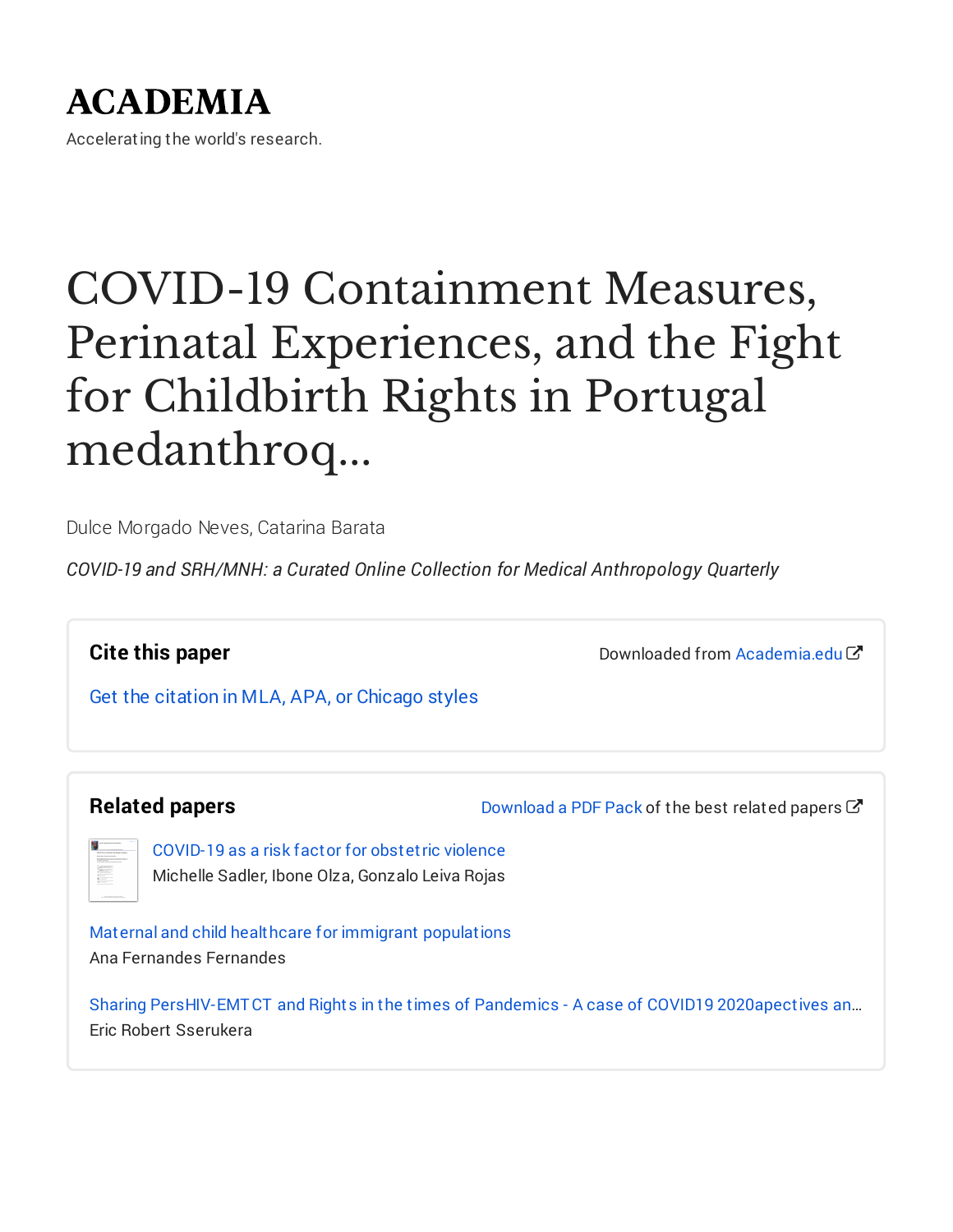# ACADEMIA

Accelerating the world's research.

# COVID-19 Containment Measures, Perinatal Experiences, and the Fight for Childbirth Rights in Portugal medanthroq...

Dulce Morgado Neves, Catarina Barata

*COVID-19 and SRH/MNH: a Curated Online Collection for Medical Anthropology Quarterly*

## Cite this paper

Downloaded from Academia.edu

Get the citation in MLA, APA, or Chicago styles

## Related papers

Download a PDF Pack of the best related papers

COVID-19 as a risk factor for obstetric violence
Michelle Sadler, Ibone Olza, Gonzalo Leiva Rojas

Maternal and child healthcare for immigrant populations
Ana Fernandes Fernandes

Sharing PersHIV-EMTCT and Rights in the times of Pandemics - A case of COVID19 2020apectives an…
Eric Robert Sserukera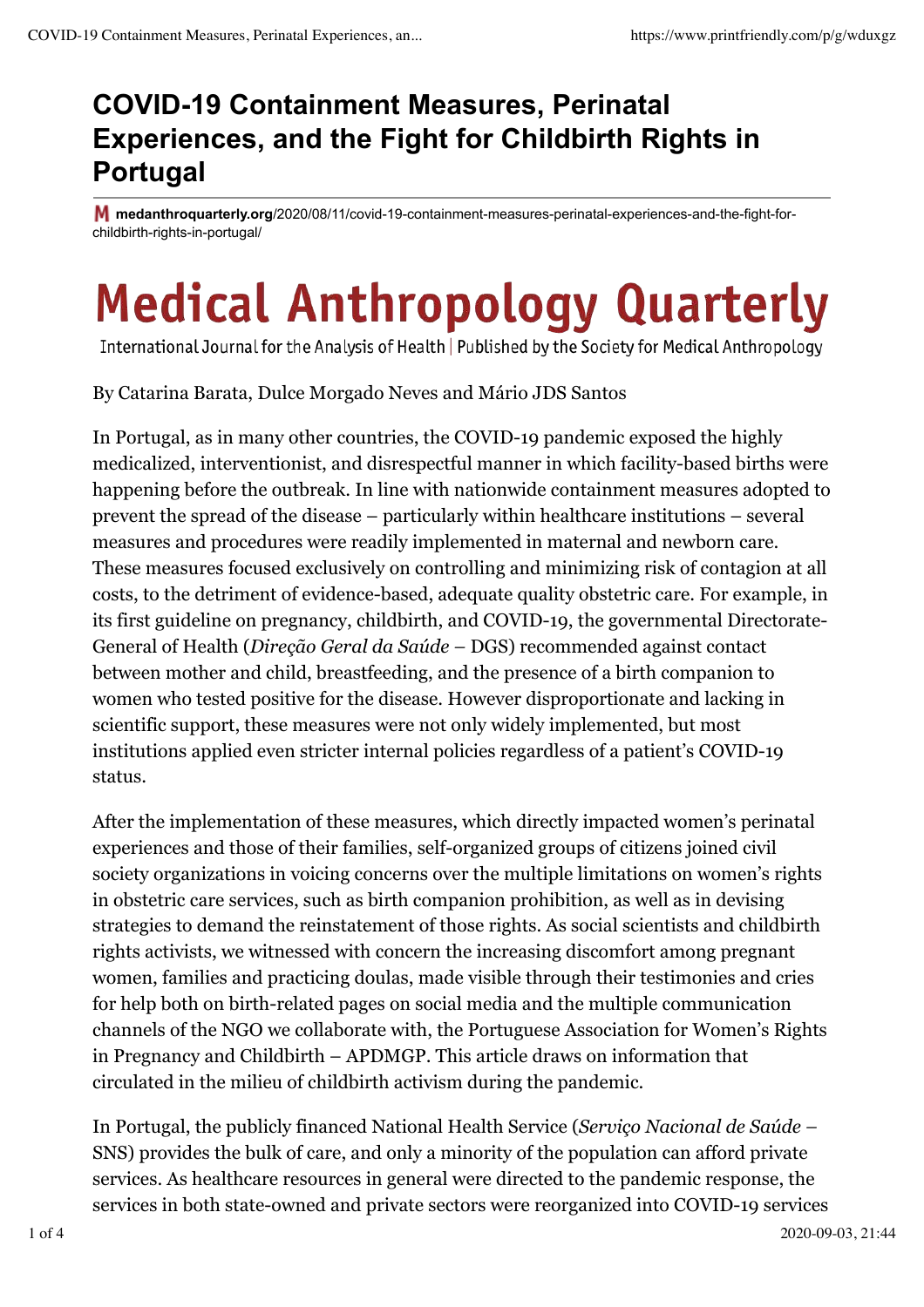# COVID-19 Containment Measures, Perinatal Experiences, and the Fight for Childbirth Rights in Portugal

**medanthroquarterly.org**/2020/08/11/covid-19-containment-measures-perinatal-experiences-and-the-fight-for-childbirth-rights-in-portugal/

Medical Anthropology Quarterly

International Journal for the Analysis of Health | Published by the Society for Medical Anthropology

By Catarina Barata, Dulce Morgado Neves and Mário JDS Santos

In Portugal, as in many other countries, the COVID-19 pandemic exposed the highly medicalized, interventionist, and disrespectful manner in which facility-based births were happening before the outbreak. In line with nationwide containment measures adopted to prevent the spread of the disease – particularly within healthcare institutions – several measures and procedures were readily implemented in maternal and newborn care. These measures focused exclusively on controlling and minimizing risk of contagion at all costs, to the detriment of evidence-based, adequate quality obstetric care. For example, in its first guideline on pregnancy, childbirth, and COVID-19, the governmental Directorate-General of Health (*Direção Geral da Saúde* – DGS) recommended against contact between mother and child, breastfeeding, and the presence of a birth companion to women who tested positive for the disease. However disproportionate and lacking in scientific support, these measures were not only widely implemented, but most institutions applied even stricter internal policies regardless of a patient's COVID-19 status.

After the implementation of these measures, which directly impacted women's perinatal experiences and those of their families, self-organized groups of citizens joined civil society organizations in voicing concerns over the multiple limitations on women's rights in obstetric care services, such as birth companion prohibition, as well as in devising strategies to demand the reinstatement of those rights. As social scientists and childbirth rights activists, we witnessed with concern the increasing discomfort among pregnant women, families and practicing doulas, made visible through their testimonies and cries for help both on birth-related pages on social media and the multiple communication channels of the NGO we collaborate with, the Portuguese Association for Women's Rights in Pregnancy and Childbirth – APDMGP. This article draws on information that circulated in the milieu of childbirth activism during the pandemic.

In Portugal, the publicly financed National Health Service (*Serviço Nacional de Saúde* – SNS) provides the bulk of care, and only a minority of the population can afford private services. As healthcare resources in general were directed to the pandemic response, the services in both state-owned and private sectors were reorganized into COVID-19 services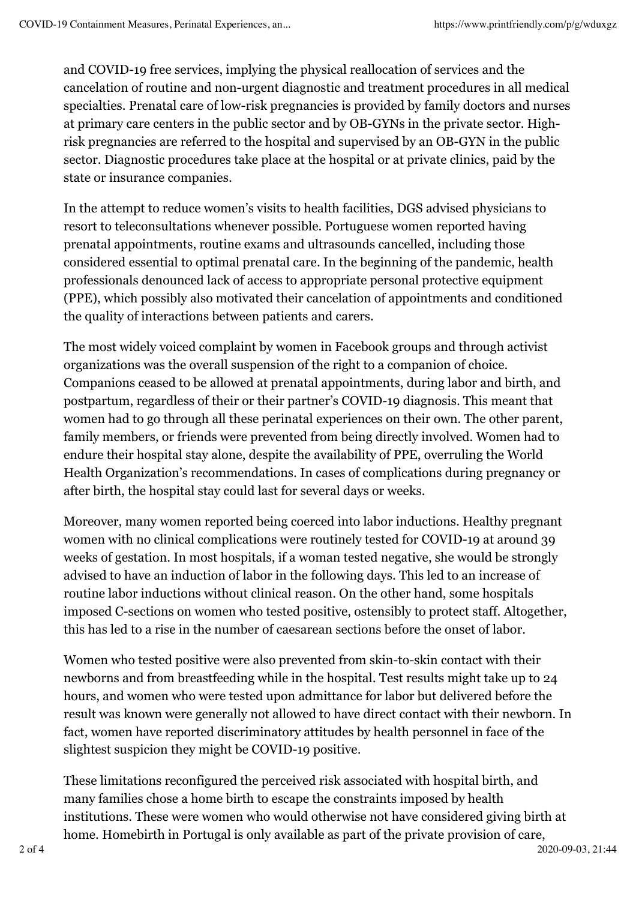and COVID-19 free services, implying the physical reallocation of services and the cancelation of routine and non-urgent diagnostic and treatment procedures in all medical specialties. Prenatal care of low-risk pregnancies is provided by family doctors and nurses at primary care centers in the public sector and by OB-GYNs in the private sector. High-risk pregnancies are referred to the hospital and supervised by an OB-GYN in the public sector. Diagnostic procedures take place at the hospital or at private clinics, paid by the state or insurance companies.

In the attempt to reduce women's visits to health facilities, DGS advised physicians to resort to teleconsultations whenever possible. Portuguese women reported having prenatal appointments, routine exams and ultrasounds cancelled, including those considered essential to optimal prenatal care. In the beginning of the pandemic, health professionals denounced lack of access to appropriate personal protective equipment (PPE), which possibly also motivated their cancelation of appointments and conditioned the quality of interactions between patients and carers.

The most widely voiced complaint by women in Facebook groups and through activist organizations was the overall suspension of the right to a companion of choice. Companions ceased to be allowed at prenatal appointments, during labor and birth, and postpartum, regardless of their or their partner's COVID-19 diagnosis. This meant that women had to go through all these perinatal experiences on their own. The other parent, family members, or friends were prevented from being directly involved. Women had to endure their hospital stay alone, despite the availability of PPE, overruling the World Health Organization's recommendations. In cases of complications during pregnancy or after birth, the hospital stay could last for several days or weeks.

Moreover, many women reported being coerced into labor inductions. Healthy pregnant women with no clinical complications were routinely tested for COVID-19 at around 39 weeks of gestation. In most hospitals, if a woman tested negative, she would be strongly advised to have an induction of labor in the following days. This led to an increase of routine labor inductions without clinical reason. On the other hand, some hospitals imposed C-sections on women who tested positive, ostensibly to protect staff. Altogether, this has led to a rise in the number of caesarean sections before the onset of labor.

Women who tested positive were also prevented from skin-to-skin contact with their newborns and from breastfeeding while in the hospital. Test results might take up to 24 hours, and women who were tested upon admittance for labor but delivered before the result was known were generally not allowed to have direct contact with their newborn. In fact, women have reported discriminatory attitudes by health personnel in face of the slightest suspicion they might be COVID-19 positive.

These limitations reconfigured the perceived risk associated with hospital birth, and many families chose a home birth to escape the constraints imposed by health institutions. These were women who would otherwise not have considered giving birth at home. Homebirth in Portugal is only available as part of the private provision of care,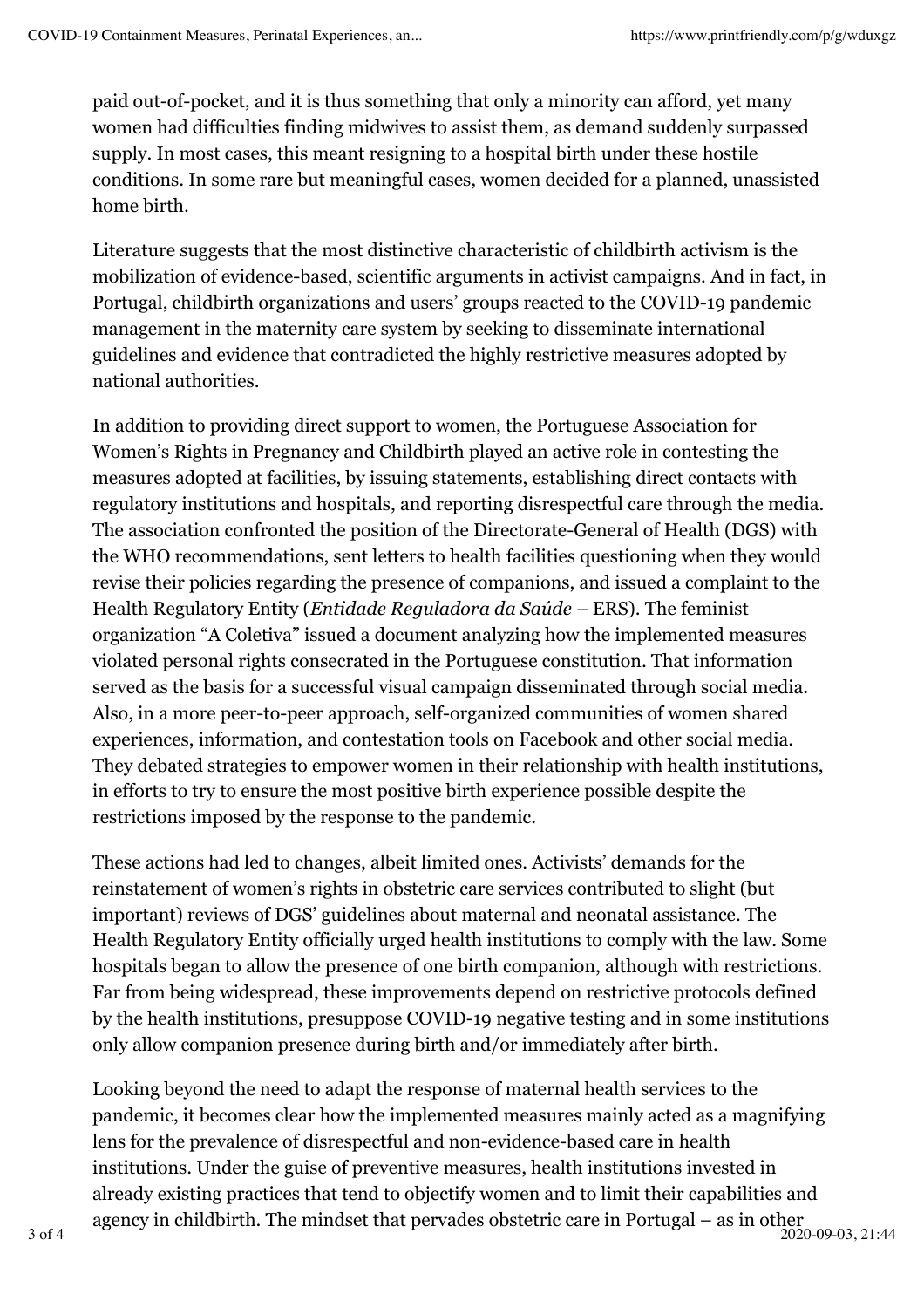paid out-of-pocket, and it is thus something that only a minority can afford, yet many women had difficulties finding midwives to assist them, as demand suddenly surpassed supply. In most cases, this meant resigning to a hospital birth under these hostile conditions. In some rare but meaningful cases, women decided for a planned, unassisted home birth.

Literature suggests that the most distinctive characteristic of childbirth activism is the mobilization of evidence-based, scientific arguments in activist campaigns. And in fact, in Portugal, childbirth organizations and users' groups reacted to the COVID-19 pandemic management in the maternity care system by seeking to disseminate international guidelines and evidence that contradicted the highly restrictive measures adopted by national authorities.

In addition to providing direct support to women, the Portuguese Association for Women's Rights in Pregnancy and Childbirth played an active role in contesting the measures adopted at facilities, by issuing statements, establishing direct contacts with regulatory institutions and hospitals, and reporting disrespectful care through the media. The association confronted the position of the Directorate-General of Health (DGS) with the WHO recommendations, sent letters to health facilities questioning when they would revise their policies regarding the presence of companions, and issued a complaint to the Health Regulatory Entity (*Entidade Reguladora da Saúde* – ERS). The feminist organization "A Coletiva" issued a document analyzing how the implemented measures violated personal rights consecrated in the Portuguese constitution. That information served as the basis for a successful visual campaign disseminated through social media. Also, in a more peer-to-peer approach, self-organized communities of women shared experiences, information, and contestation tools on Facebook and other social media. They debated strategies to empower women in their relationship with health institutions, in efforts to try to ensure the most positive birth experience possible despite the restrictions imposed by the response to the pandemic.

These actions had led to changes, albeit limited ones. Activists' demands for the reinstatement of women's rights in obstetric care services contributed to slight (but important) reviews of DGS' guidelines about maternal and neonatal assistance. The Health Regulatory Entity officially urged health institutions to comply with the law. Some hospitals began to allow the presence of one birth companion, although with restrictions. Far from being widespread, these improvements depend on restrictive protocols defined by the health institutions, presuppose COVID-19 negative testing and in some institutions only allow companion presence during birth and/or immediately after birth.

Looking beyond the need to adapt the response of maternal health services to the pandemic, it becomes clear how the implemented measures mainly acted as a magnifying lens for the prevalence of disrespectful and non-evidence-based care in health institutions. Under the guise of preventive measures, health institutions invested in already existing practices that tend to objectify women and to limit their capabilities and agency in childbirth. The mindset that pervades obstetric care in Portugal – as in other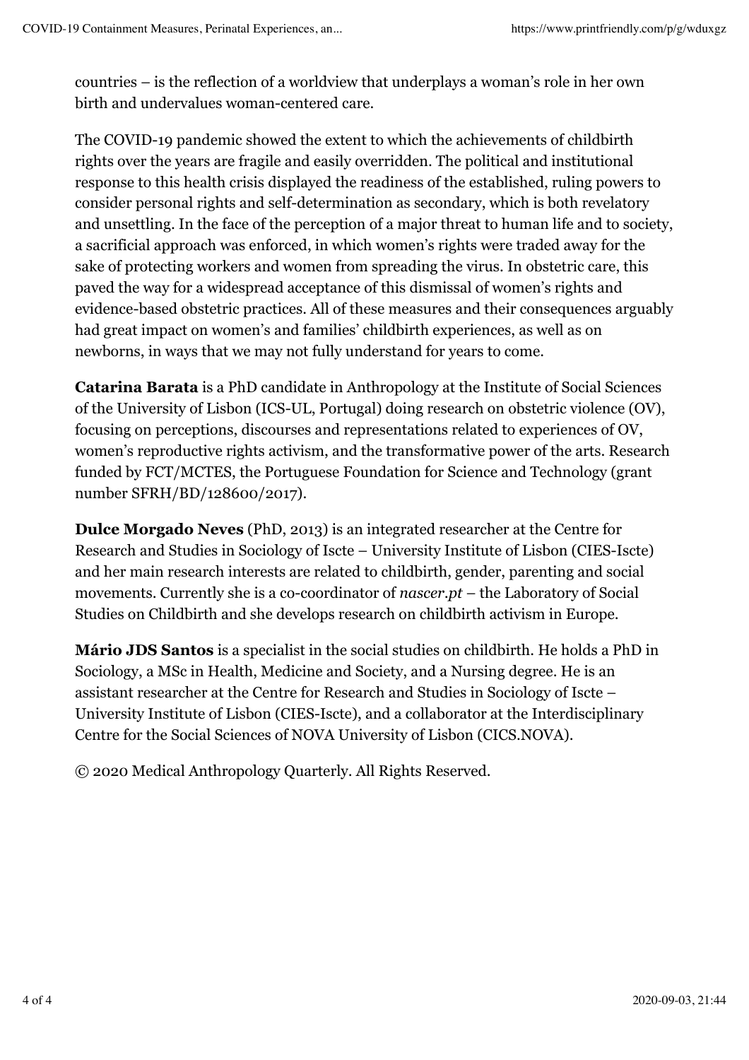countries – is the reflection of a worldview that underplays a woman's role in her own birth and undervalues woman-centered care.

The COVID-19 pandemic showed the extent to which the achievements of childbirth rights over the years are fragile and easily overridden. The political and institutional response to this health crisis displayed the readiness of the established, ruling powers to consider personal rights and self-determination as secondary, which is both revelatory and unsettling. In the face of the perception of a major threat to human life and to society, a sacrificial approach was enforced, in which women's rights were traded away for the sake of protecting workers and women from spreading the virus. In obstetric care, this paved the way for a widespread acceptance of this dismissal of women's rights and evidence-based obstetric practices. All of these measures and their consequences arguably had great impact on women's and families' childbirth experiences, as well as on newborns, in ways that we may not fully understand for years to come.

**Catarina Barata** is a PhD candidate in Anthropology at the Institute of Social Sciences of the University of Lisbon (ICS-UL, Portugal) doing research on obstetric violence (OV), focusing on perceptions, discourses and representations related to experiences of OV, women's reproductive rights activism, and the transformative power of the arts. Research funded by FCT/MCTES, the Portuguese Foundation for Science and Technology (grant number SFRH/BD/128600/2017).

**Dulce Morgado Neves** (PhD, 2013) is an integrated researcher at the Centre for Research and Studies in Sociology of Iscte – University Institute of Lisbon (CIES-Iscte) and her main research interests are related to childbirth, gender, parenting and social movements. Currently she is a co-coordinator of *nascer.pt* – the Laboratory of Social Studies on Childbirth and she develops research on childbirth activism in Europe.

**Mário JDS Santos** is a specialist in the social studies on childbirth. He holds a PhD in Sociology, a MSc in Health, Medicine and Society, and a Nursing degree. He is an assistant researcher at the Centre for Research and Studies in Sociology of Iscte – University Institute of Lisbon (CIES-Iscte), and a collaborator at the Interdisciplinary Centre for the Social Sciences of NOVA University of Lisbon (CICS.NOVA).

© 2020 Medical Anthropology Quarterly. All Rights Reserved.